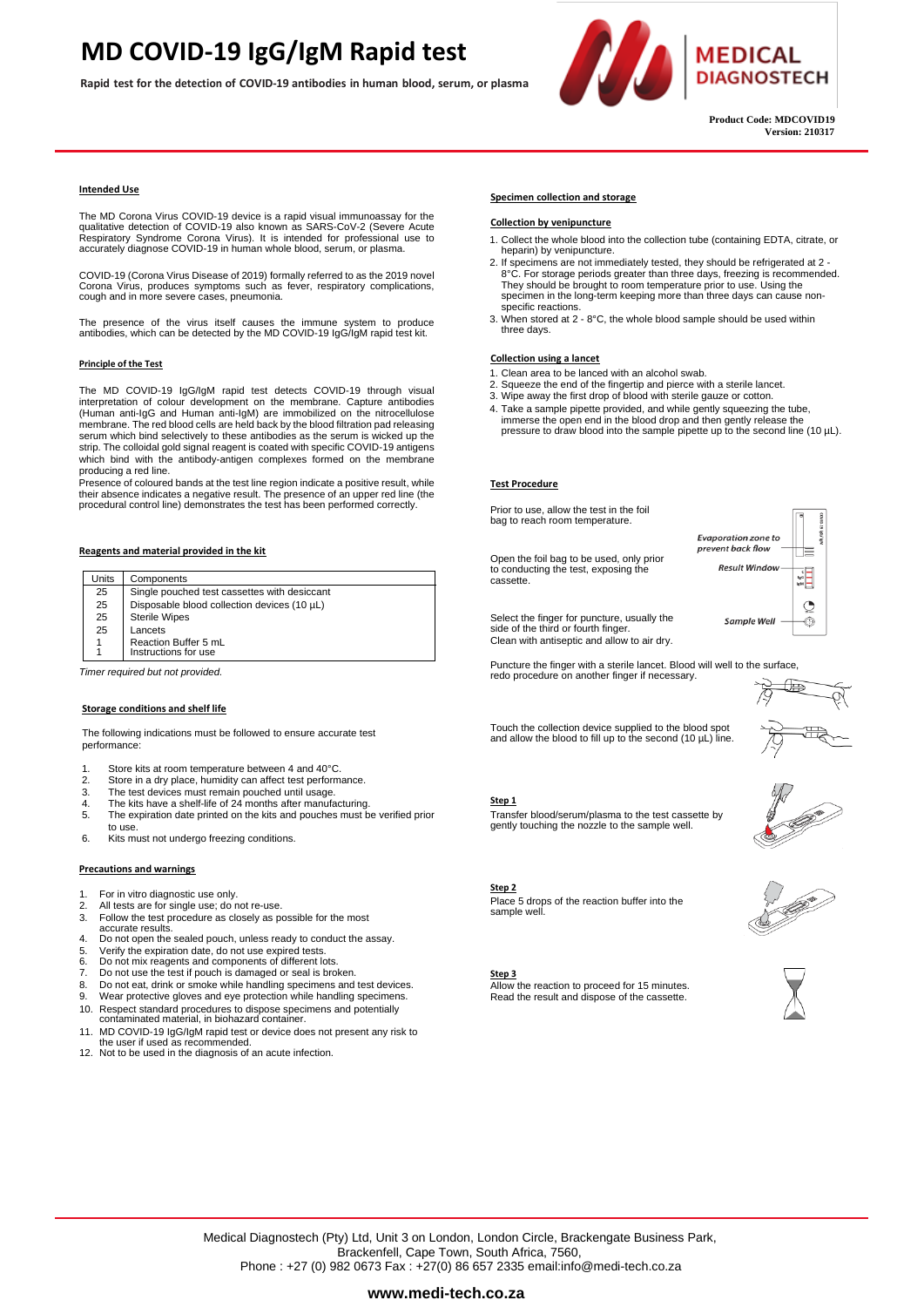# MD COVID-19 IgG/IgM Rapid test

**Rapid test for the detection of COVID-19 antibodies in human blood, serum, or plasma**

MEDICAL DIAGNOSTECH

**Product Code: MDCOVID19**
**Version: 210317**

## Intended Use

The MD Corona Virus COVID-19 device is a rapid visual immunoassay for the qualitative detection of COVID-19 also known as SARS-CoV-2 (Severe Acute Respiratory Syndrome Corona Virus). It is intended for professional use to accurately diagnose COVID-19 in human whole blood, serum, or plasma.

COVID-19 (Corona Virus Disease of 2019) formally referred to as the 2019 novel Corona Virus, produces symptoms such as fever, respiratory complications, cough and in more severe cases, pneumonia.

The presence of the virus itself causes the immune system to produce antibodies, which can be detected by the MD COVID-19 IgG/IgM rapid test kit.

## Principle of the Test

The MD COVID-19 IgG/IgM rapid test detects COVID-19 through visual interpretation of colour development on the membrane. Capture antibodies (Human anti-IgG and Human anti-IgM) are immobilized on the nitrocellulose membrane. The red blood cells are held back by the blood filtration pad releasing serum which bind selectively to these antibodies as the serum is wicked up the strip. The colloidal gold signal reagent is coated with specific COVID-19 antigens which bind with the antibody-antigen complexes formed on the membrane producing a red line.
Presence of coloured bands at the test line region indicate a positive result, while their absence indicates a negative result. The presence of an upper red line (the procedural control line) demonstrates the test has been performed correctly.

## Reagents and material provided in the kit

| Units | Components |
|---|---|
| 25 | Single pouched test cassettes with desiccant |
| 25 | Disposable blood collection devices (10 µL) |
| 25 | Sterile Wipes |
| 25 | Lancets |
| 1 | Reaction Buffer 5 mL |
| 1 | Instructions for use |

*Timer required but not provided.*

## Storage conditions and shelf life

The following indications must be followed to ensure accurate test performance:

1. Store kits at room temperature between 4 and 40°C.
2. Store in a dry place, humidity can affect test performance.
3. The test devices must remain pouched until usage.
4. The kits have a shelf-life of 24 months after manufacturing.
5. The expiration date printed on the kits and pouches must be verified prior to use.
6. Kits must not undergo freezing conditions.

## Precautions and warnings

1. For in vitro diagnostic use only.
2. All tests are for single use; do not re-use.
3. Follow the test procedure as closely as possible for the most accurate results.
4. Do not open the sealed pouch, unless ready to conduct the assay.
5. Verify the expiration date, do not use expired tests.
6. Do not mix reagents and components of different lots.
7. Do not use the test if pouch is damaged or seal is broken.
8. Do not eat, drink or smoke while handling specimens and test devices.
9. Wear protective gloves and eye protection while handling specimens.
10. Respect standard procedures to dispose specimens and potentially contaminated material, in biohazard container.
11. MD COVID-19 IgG/IgM rapid test or device does not present any risk to the user if used as recommended.
12. Not to be used in the diagnosis of an acute infection.

## Specimen collection and storage

### Collection by venipuncture

1. Collect the whole blood into the collection tube (containing EDTA, citrate, or heparin) by venipuncture.
2. If specimens are not immediately tested, they should be refrigerated at 2 - 8°C. For storage periods greater than three days, freezing is recommended. They should be brought to room temperature prior to use. Using the specimen in the long-term keeping more than three days can cause non-specific reactions.
3. When stored at 2 - 8°C, the whole blood sample should be used within three days.

### Collection using a lancet

1. Clean area to be lanced with an alcohol swab.
2. Squeeze the end of the fingertip and pierce with a sterile lancet.
3. Wipe away the first drop of blood with sterile gauze or cotton.
4. Take a sample pipette provided, and while gently squeezing the tube, immerse the open end in the blood drop and then gently release the pressure to draw blood into the sample pipette up to the second line (10 µL).

## Test Procedure

Prior to use, allow the test in the foil bag to reach room temperature.

Open the foil bag to be used, only prior to conducting the test, exposing the cassette.

Evaporation zone to prevent back flow

Result Window

Sample Well

Select the finger for puncture, usually the side of the third or fourth finger.
Clean with antiseptic and allow to air dry.

Puncture the finger with a sterile lancet. Blood will well to the surface, redo procedure on another finger if necessary.

Touch the collection device supplied to the blood spot and allow the blood to fill up to the second (10 µL) line.

**Step 1**
Transfer blood/serum/plasma to the test cassette by gently touching the nozzle to the sample well.

**Step 2**
Place 5 drops of the reaction buffer into the sample well.

**Step 3**
Allow the reaction to proceed for 15 minutes.
Read the result and dispose of the cassette.

Medical Diagnostech (Pty) Ltd, Unit 3 on London, London Circle, Brackengate Business Park, Brackenfell, Cape Town, South Africa, 7560,
Phone : +27 (0) 982 0673 Fax : +27(0) 86 657 2335 email:info@medi-tech.co.za

**www.medi-tech.co.za**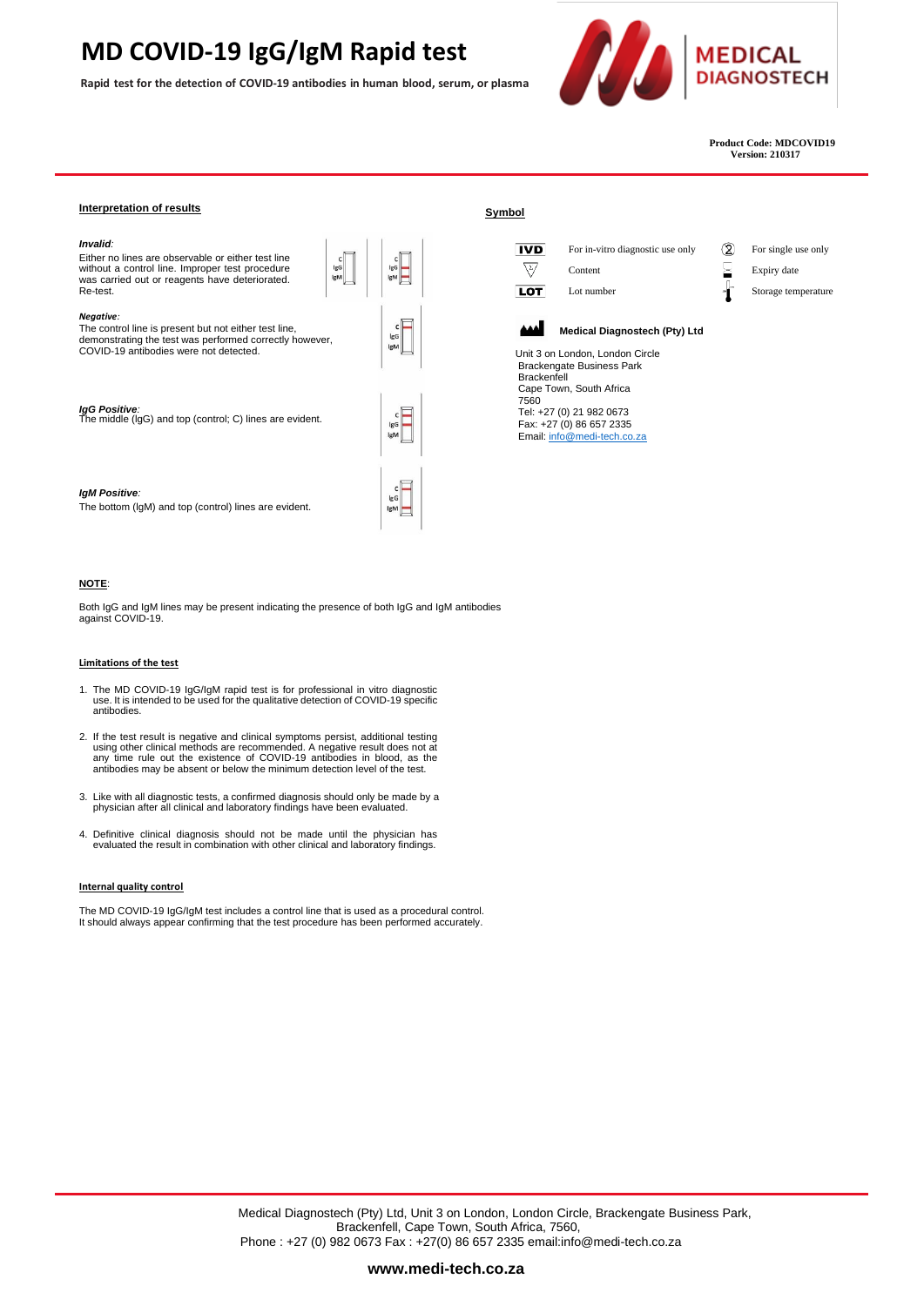# MD COVID-19 IgG/IgM Rapid test

**Rapid test for the detection of COVID-19 antibodies in human blood, serum, or plasma**

MEDICAL DIAGNOSTECH

**Product Code: MDCOVID19**
**Version: 210317**

## Interpretation of results

***Invalid*:**
Either no lines are observable or either test line without a control line. Improper test procedure was carried out or reagents have deteriorated. Re-test.

***Negative*:**
The control line is present but not either test line, demonstrating the test was performed correctly however, COVID-19 antibodies were not detected.

***IgG Positive*:**
The middle (IgG) and top (control; C) lines are evident.

***IgM Positive*:**
The bottom (IgM) and top (control) lines are evident.

**NOTE**:

Both IgG and IgM lines may be present indicating the presence of both IgG and IgM antibodies against COVID-19.

### Limitations of the test

1. The MD COVID-19 IgG/IgM rapid test is for professional in vitro diagnostic use. It is intended to be used for the qualitative detection of COVID-19 specific antibodies.
2. If the test result is negative and clinical symptoms persist, additional testing using other clinical methods are recommended. A negative result does not at any time rule out the existence of COVID-19 antibodies in blood, as the antibodies may be absent or below the minimum detection level of the test.
3. Like with all diagnostic tests, a confirmed diagnosis should only be made by a physician after all clinical and laboratory findings have been evaluated.
4. Definitive clinical diagnosis should not be made until the physician has evaluated the result in combination with other clinical and laboratory findings.

### Internal quality control

The MD COVID-19 IgG/IgM test includes a control line that is used as a procedural control. It should always appear confirming that the test procedure has been performed accurately.

## Symbol

| | | | |
|---|---|---|---|
| IVD | For in-vitro diagnostic use only | ② | For single use only |
| | Content | | Expiry date |
| LOT | Lot number | | Storage temperature |

**Medical Diagnostech (Pty) Ltd**

Unit 3 on London, London Circle
Brackengate Business Park
Brackenfell
Cape Town, South Africa
7560
Tel: +27 (0) 21 982 0673
Fax: +27 (0) 86 657 2335
Email: info@medi-tech.co.za

Medical Diagnostech (Pty) Ltd, Unit 3 on London, London Circle, Brackengate Business Park, Brackenfell, Cape Town, South Africa, 7560,
Phone : +27 (0) 982 0673 Fax : +27(0) 86 657 2335 email:info@medi-tech.co.za

**www.medi-tech.co.za**